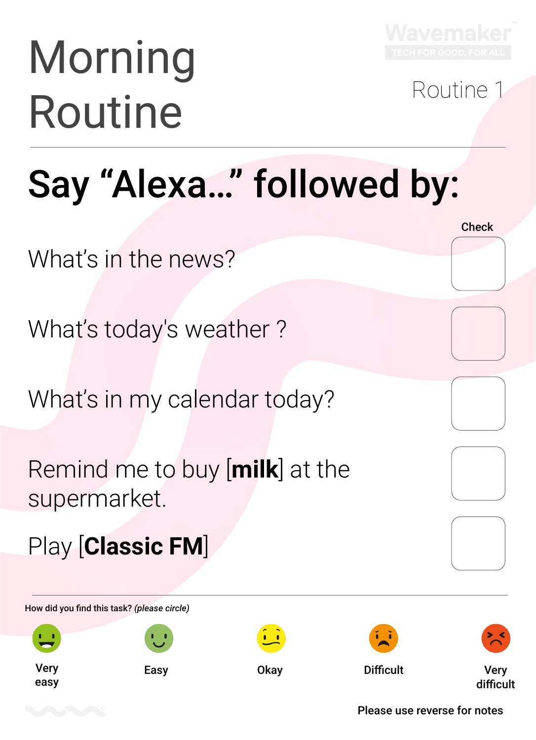# Morning Routine

Wavemaker
TECH FOR GOOD, FOR ALL

Routine 1

## Say “Alexa…” followed by:

| | Check |
|---|---|
| What’s in the news? | |
| What’s today's weather ? | |
| What’s in my calendar today? | |
| Remind me to buy [**milk**] at the supermarket. | |
| Play [**Classic FM**] | |

How did you find this task? *(please circle)*

Very easy | Easy | Okay | Difficult | Very difficult

Please use reverse for notes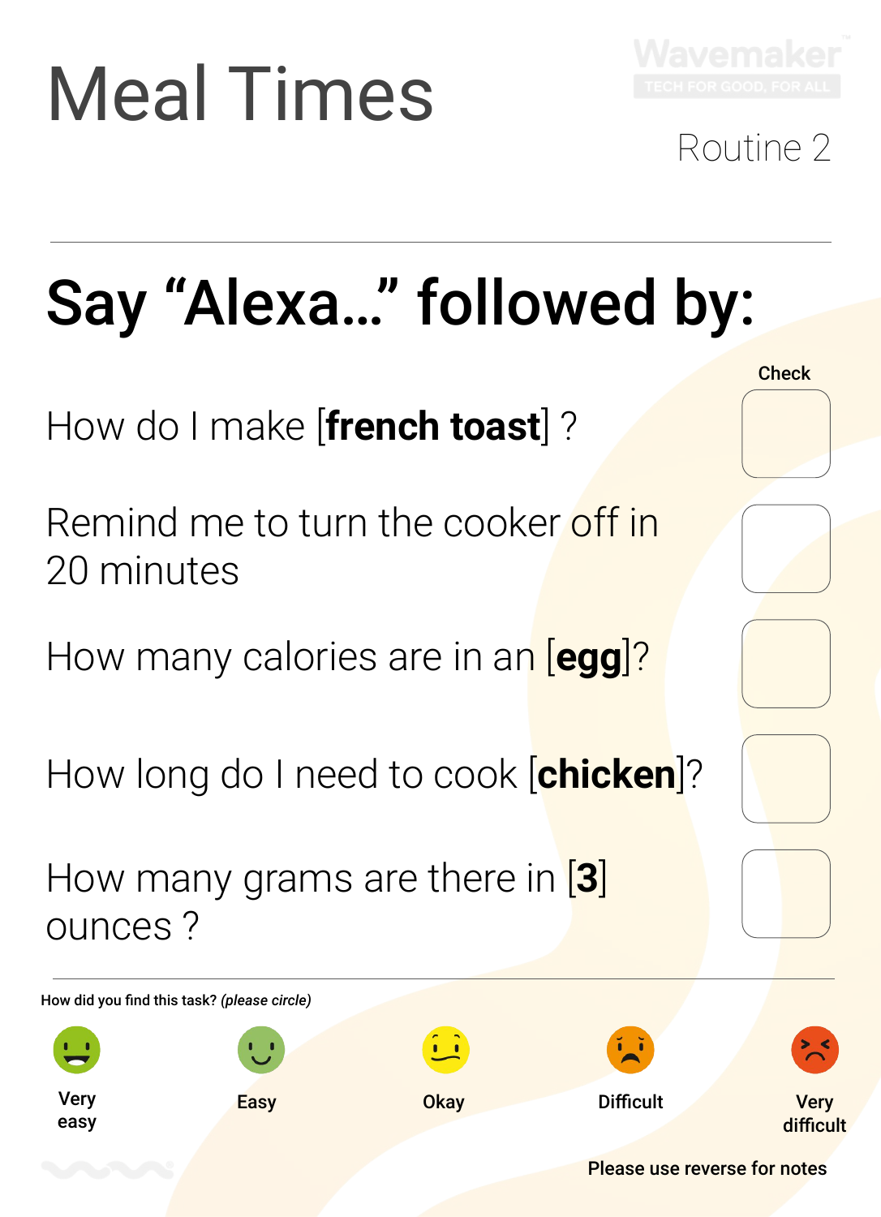# Meal Times

Routine 2

---

## Say “Alexa...” followed by:

| | Check |
|---|---|
| How do I make [**french toast**] ? | |
| Remind me to turn the cooker off in 20 minutes | |
| How many calories are in an [**egg**]? | |
| How long do I need to cook [**chicken**]? | |
| How many grams are there in [**3**] ounces ? | |

---

How did you find this task? *(please circle)*

Very easy | Easy | Okay | Difficult | Very difficult

Please use reverse for notes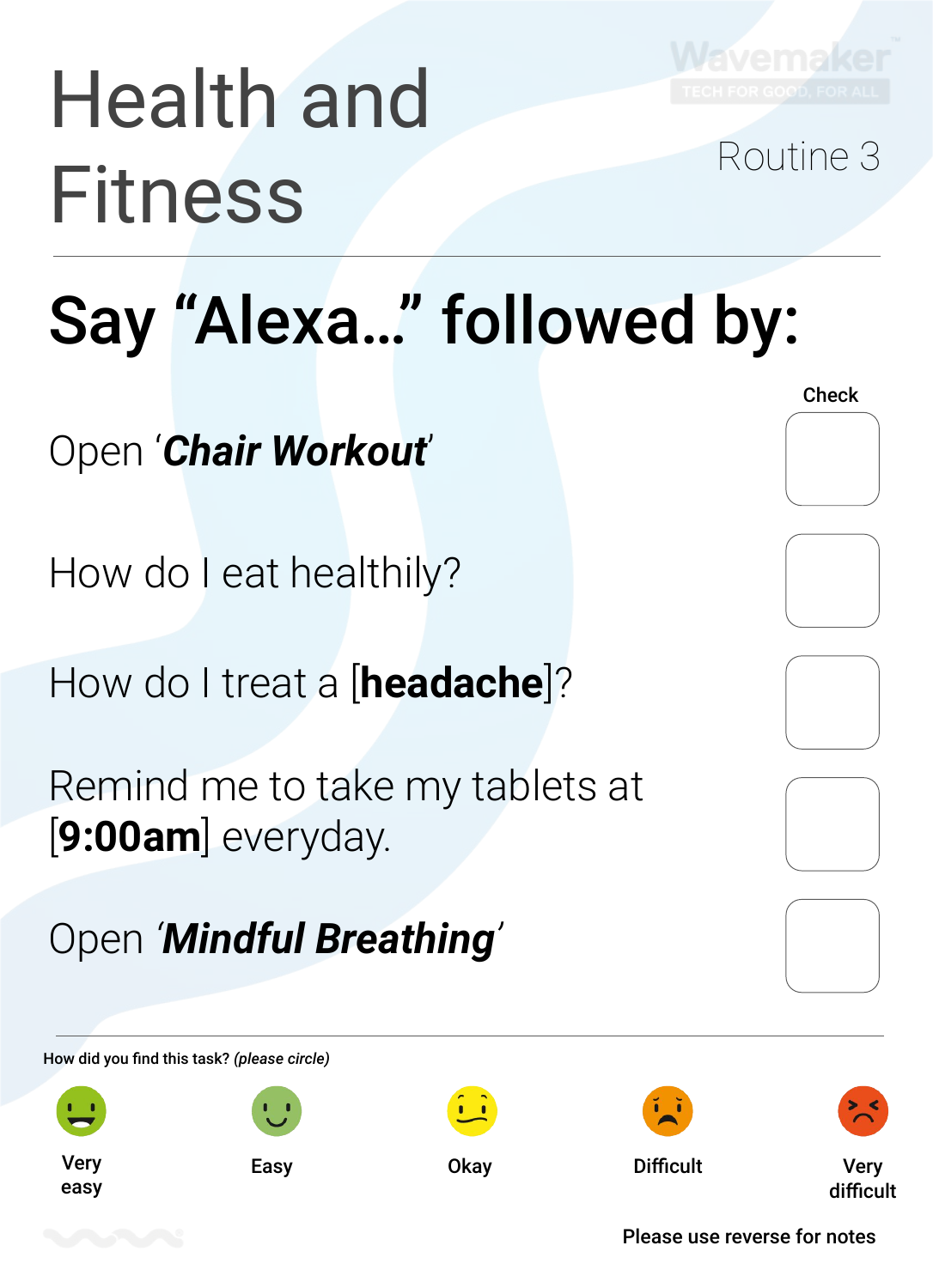# Health and Fitness

Routine 3

## Say "Alexa…" followed by:

| | Check |
|---|---|
| Open '***Chair Workout***' | |
| How do I eat healthily? | |
| How do I treat a [**headache**]? | |
| Remind me to take my tablets at [**9:00am**] everyday. | |
| Open '***Mindful Breathing***' | |

How did you find this task? *(please circle)*

Very easy | Easy | Okay | Difficult | Very difficult

Please use reverse for notes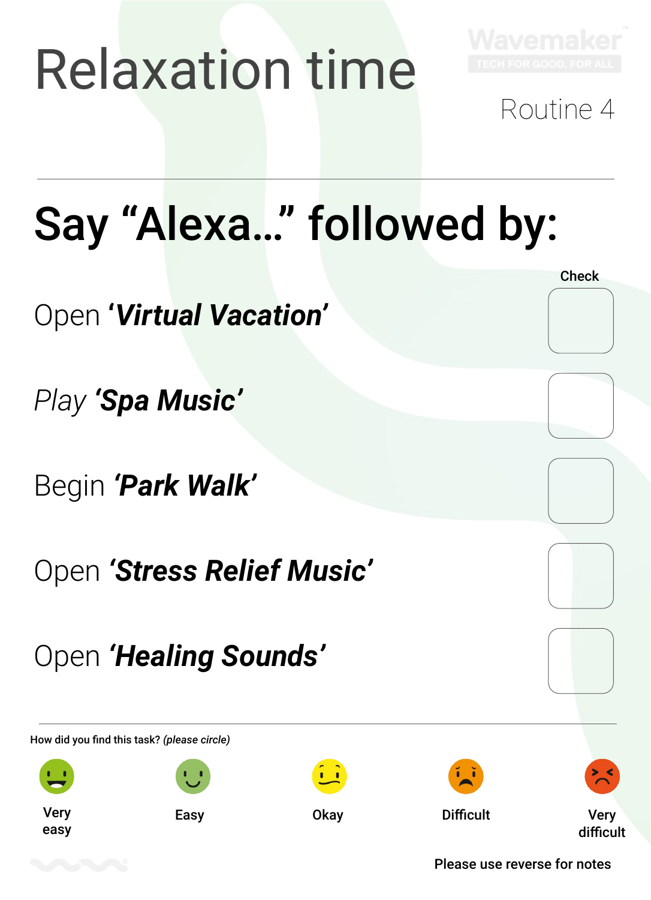# Relaxation time

Routine 4

## Say "Alexa..." followed by:

| | Check |
|---|---|
| Open '***Virtual Vacation***' | |
| *Play* '***Spa Music***' | |
| Begin '***Park Walk***' | |
| Open '***Stress Relief Music***' | |
| Open '***Healing Sounds***' | |

How did you find this task? *(please circle)*

Very easy | Easy | Okay | Difficult | Very difficult

Please use reverse for notes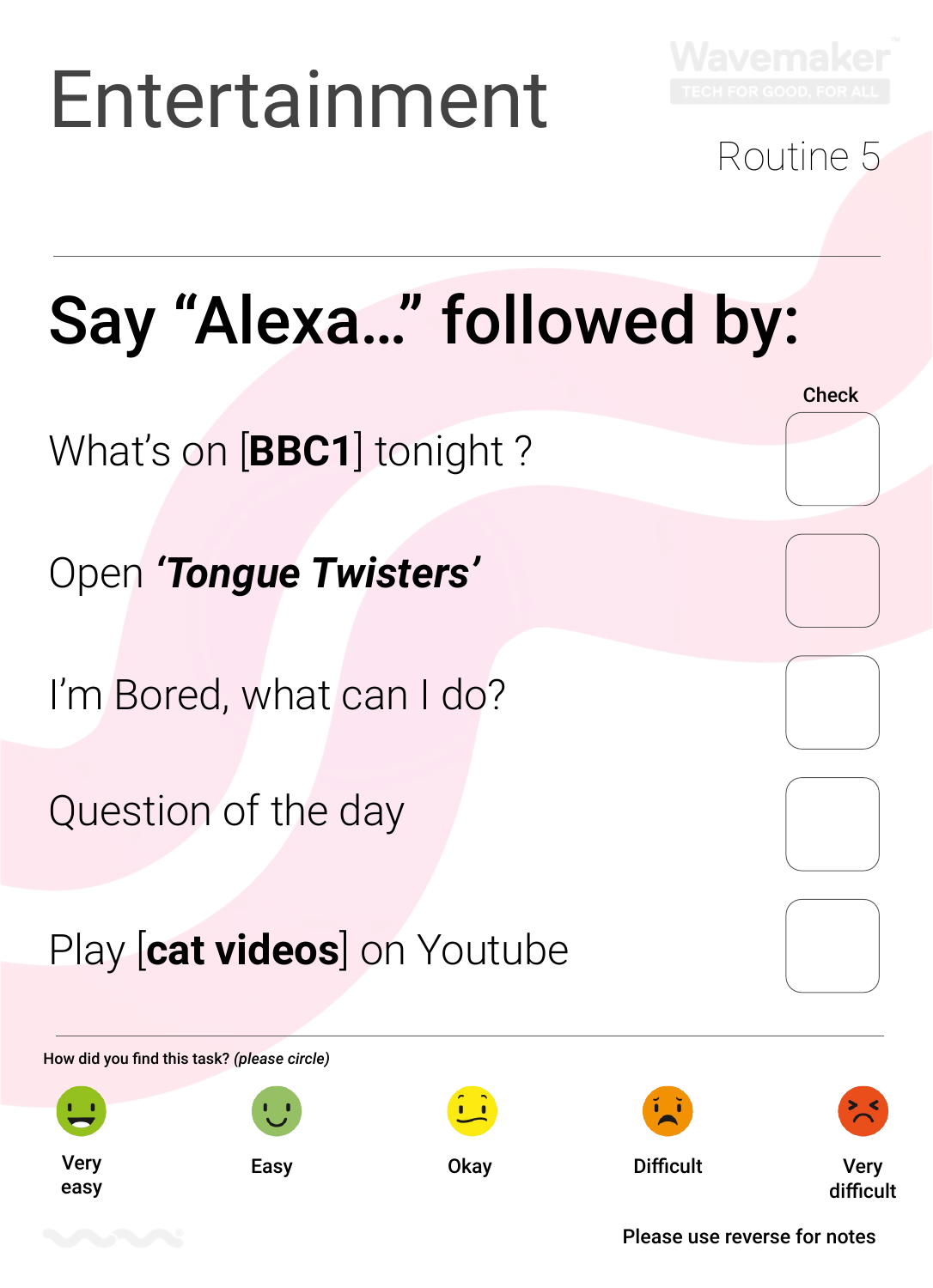# Entertainment

Wavemaker
TECH FOR GOOD, FOR ALL

Routine 5

---

## Say “Alexa…” followed by:

| | Check |
|---|---|
| What’s on [**BBC1**] tonight ? | ☐ |
| Open ***‘Tongue Twisters’*** | ☐ |
| I’m Bored, what can I do? | ☐ |
| Question of the day | ☐ |
| Play [**cat videos**] on Youtube | ☐ |

---

**How did you find this task?** ***(please circle)***

| Very easy | Easy | Okay | Difficult | Very difficult |
|---|---|---|---|---|

**Please use reverse for notes**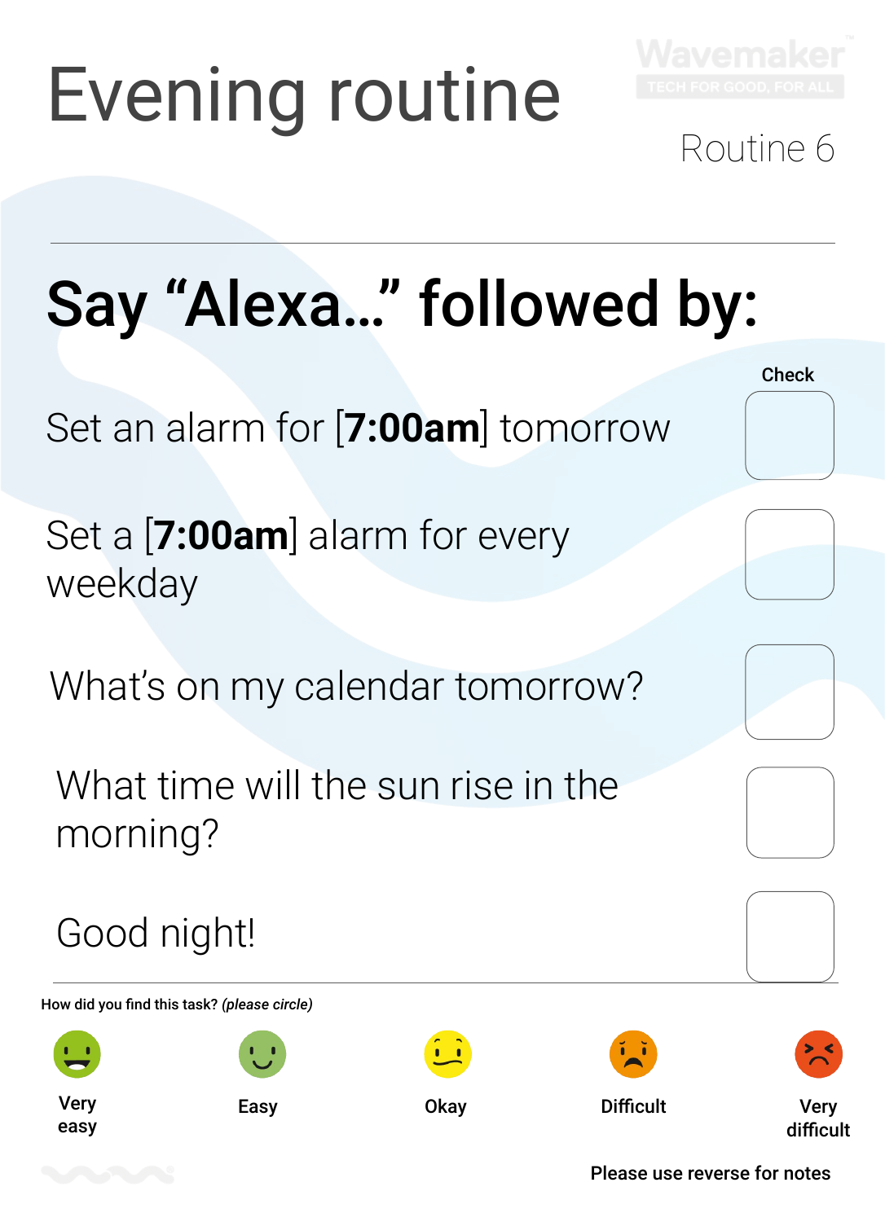# Evening routine

Wavemaker
TECH FOR GOOD, FOR ALL

Routine 6

## Say "Alexa..." followed by:

| | Check |
|---|---|
| Set an alarm for [**7:00am**] tomorrow | |
| Set a [**7:00am**] alarm for every weekday | |
| What's on my calendar tomorrow? | |
| What time will the sun rise in the morning? | |
| Good night! | |

How did you find this task? *(please circle)*

Very easy | Easy | Okay | Difficult | Very difficult

Please use reverse for notes